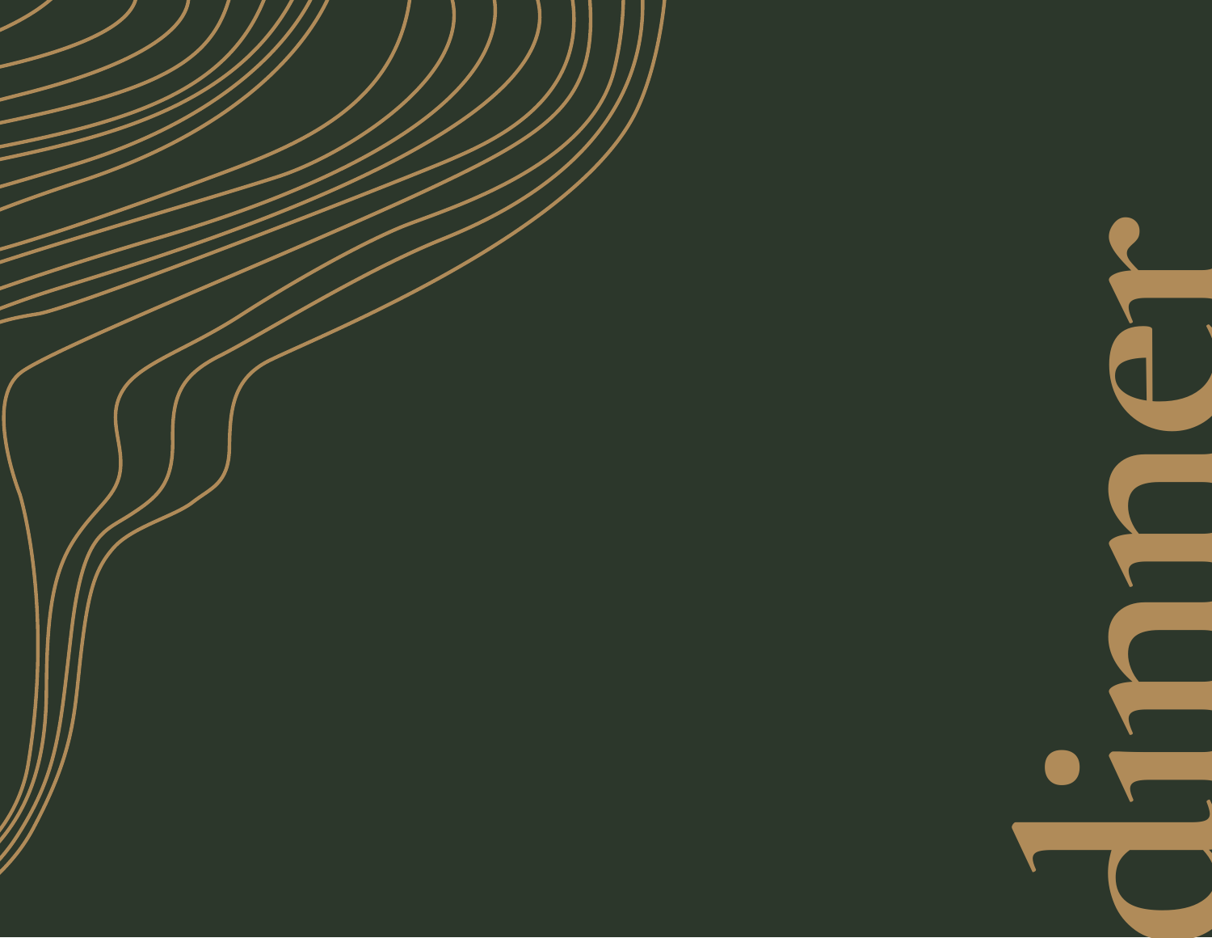# dinner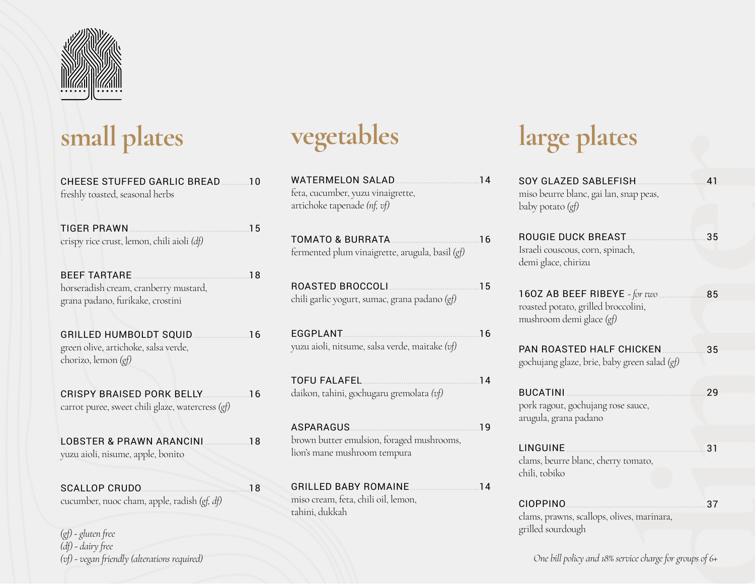## small plates

**CHEESE STUFFED GARLIC BREAD** 10
freshly toasted, seasonal herbs

**TIGER PRAWN** 15
crispy rice crust, lemon, chili aioli *(df)*

**BEEF TARTARE** 18
horseradish cream, cranberry mustard, grana padano, furikake, crostini

**GRILLED HUMBOLDT SQUID** 16
green olive, artichoke, salsa verde, chorizo, lemon *(gf)*

**CRISPY BRAISED PORK BELLY** 16
carrot puree, sweet chili glaze, watercress *(gf)*

**LOBSTER & PRAWN ARANCINI** 18
yuzu aioli, nisume, apple, bonito

**SCALLOP CRUDO** 18
cucumber, nuoc cham, apple, radish *(gf, df)*

*(gf) - gluten free*
*(df) - dairy free*
*(vf) - vegan friendly (alterations required)*

## vegetables

**WATERMELON SALAD** 14
feta, cucumber, yuzu vinaigrette, artichoke tapenade *(nf, vf)*

**TOMATO & BURRATA** 16
fermented plum vinaigrette, arugula, basil *(gf)*

**ROASTED BROCCOLI** 15
chili garlic yogurt, sumac, grana padano *(gf)*

**EGGPLANT** 16
yuzu aioli, nitsume, salsa verde, maitake *(vf)*

**TOFU FALAFEL** 14
daikon, tahini, gochugaru gremolata *(vf)*

**ASPARAGUS** 19
brown butter emulsion, foraged mushrooms, lion's mane mushroom tempura

**GRILLED BABY ROMAINE** 14
miso cream, feta, chili oil, lemon, tahini, dukkah

## large plates

**SOY GLAZED SABLEFISH** 41
miso beurre blanc, gai lan, snap peas, baby potato *(gf)*

**ROUGIE DUCK BREAST** 35
Israeli couscous, corn, spinach, demi glace, chirizu

**16OZ AB BEEF RIBEYE** *- for two* 85
roasted potato, grilled broccolini, mushroom demi glace *(gf)*

**PAN ROASTED HALF CHICKEN** 35
gochujang glaze, brie, baby green salad *(gf)*

**BUCATINI** 29
pork ragout, gochujang rose sauce, arugula, grana padano

**LINGUINE** 31
clams, beurre blanc, cherry tomato, chili, tobiko

**CIOPPINO** 37
clams, prawns, scallops, olives, marinara, grilled sourdough

*One bill policy and 18% service charge for groups of 6+*